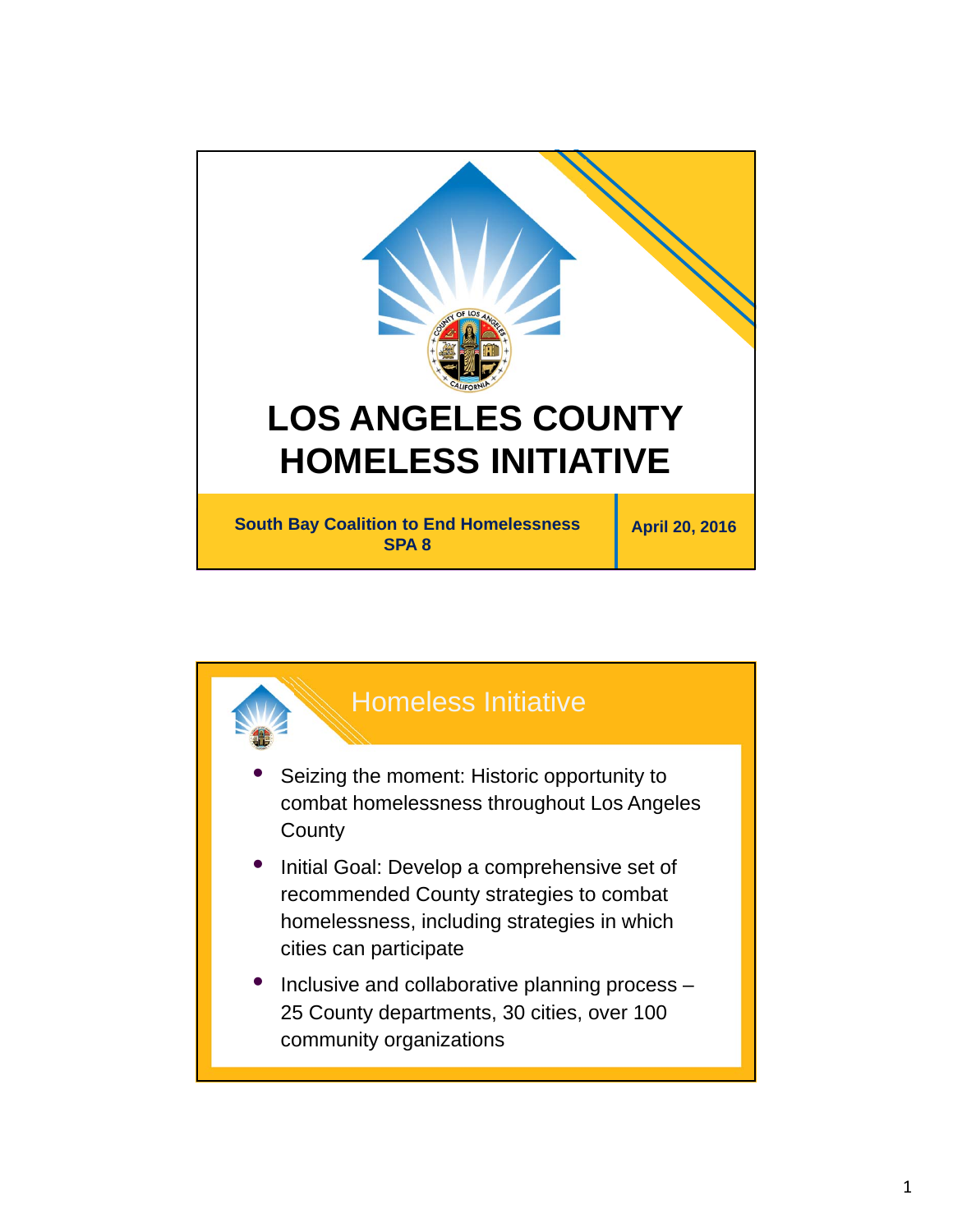# LOS ANGELES COUNTY HOMELESS INITIATIVE

**South Bay Coalition to End Homelessness**
**SPA 8**

**April 20, 2016**

## Homeless Initiative

- Seizing the moment: Historic opportunity to combat homelessness throughout Los Angeles County
- Initial Goal: Develop a comprehensive set of recommended County strategies to combat homelessness, including strategies in which cities can participate
- Inclusive and collaborative planning process – 25 County departments, 30 cities, over 100 community organizations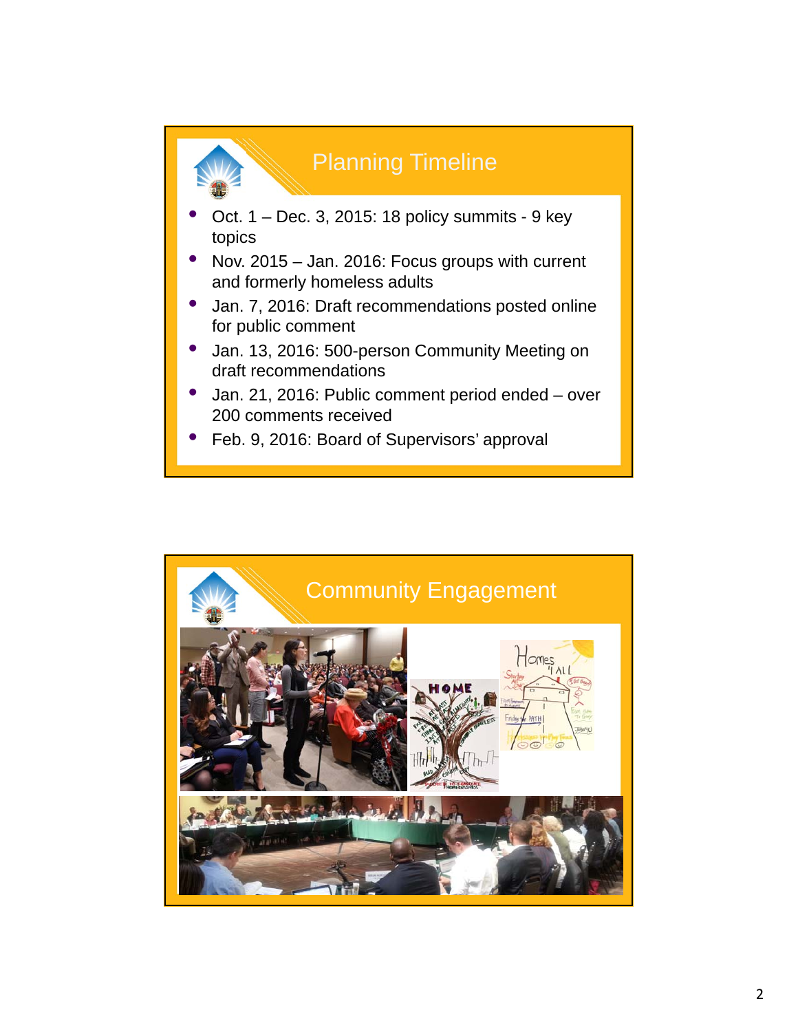## Planning Timeline

- Oct. 1 – Dec. 3, 2015: 18 policy summits - 9 key topics
- Nov. 2015 – Jan. 2016: Focus groups with current and formerly homeless adults
- Jan. 7, 2016: Draft recommendations posted online for public comment
- Jan. 13, 2016: 500-person Community Meeting on draft recommendations
- Jan. 21, 2016: Public comment period ended – over 200 comments received
- Feb. 9, 2016: Board of Supervisors' approval

## Community Engagement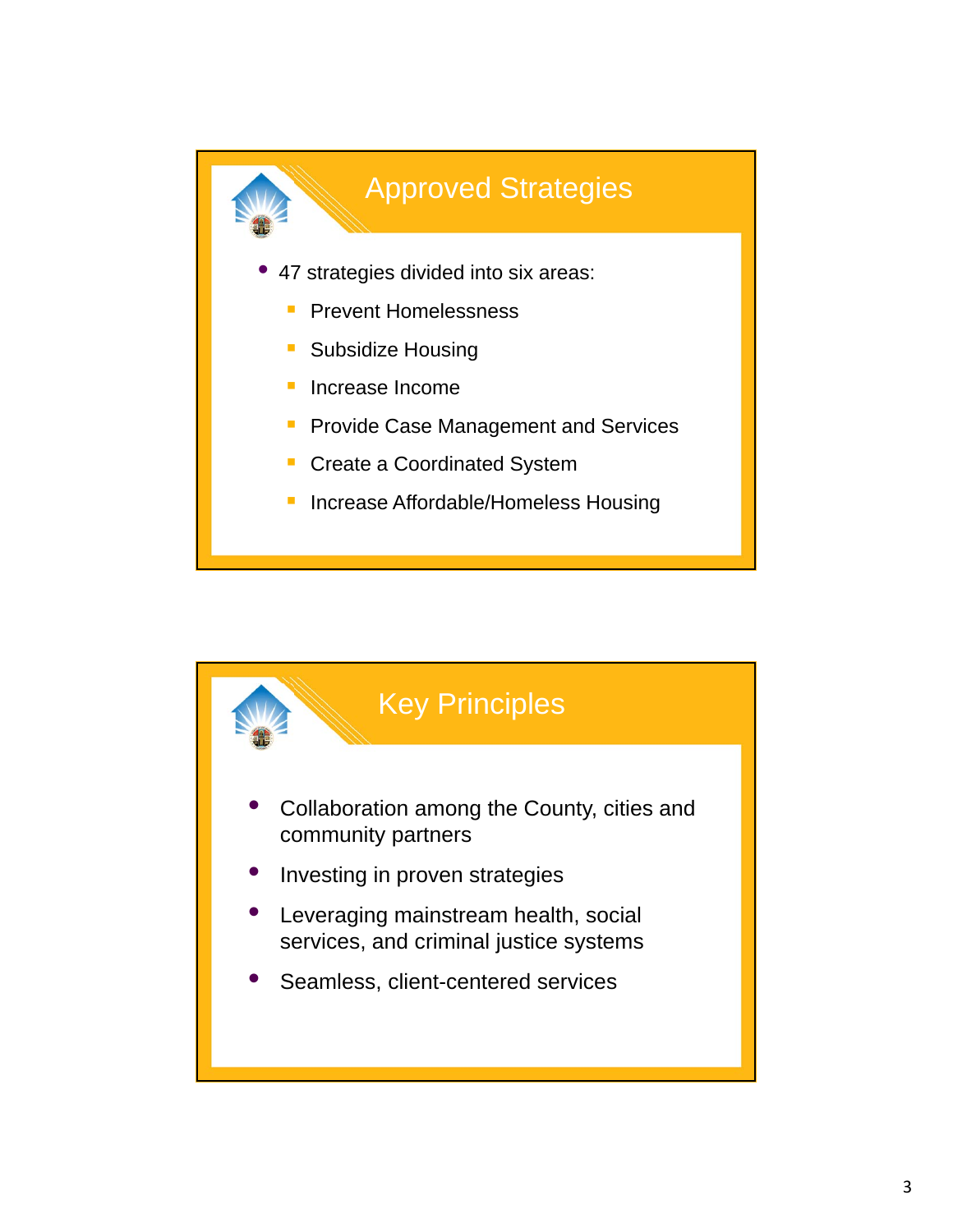## Approved Strategies

- 47 strategies divided into six areas:
  - Prevent Homelessness
  - Subsidize Housing
  - Increase Income
  - Provide Case Management and Services
  - Create a Coordinated System
  - Increase Affordable/Homeless Housing

## Key Principles

- Collaboration among the County, cities and community partners
- Investing in proven strategies
- Leveraging mainstream health, social services, and criminal justice systems
- Seamless, client-centered services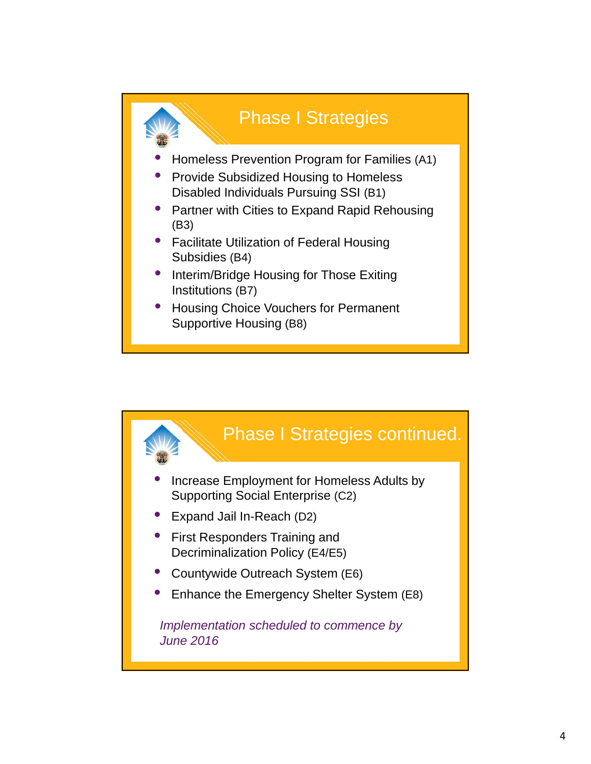## Phase I Strategies

- Homeless Prevention Program for Families (A1)
- Provide Subsidized Housing to Homeless Disabled Individuals Pursuing SSI (B1)
- Partner with Cities to Expand Rapid Rehousing (B3)
- Facilitate Utilization of Federal Housing Subsidies (B4)
- Interim/Bridge Housing for Those Exiting Institutions (B7)
- Housing Choice Vouchers for Permanent Supportive Housing (B8)

## Phase I Strategies continued.

- Increase Employment for Homeless Adults by Supporting Social Enterprise (C2)
- Expand Jail In-Reach (D2)
- First Responders Training and Decriminalization Policy (E4/E5)
- Countywide Outreach System (E6)
- Enhance the Emergency Shelter System (E8)

*Implementation scheduled to commence by June 2016*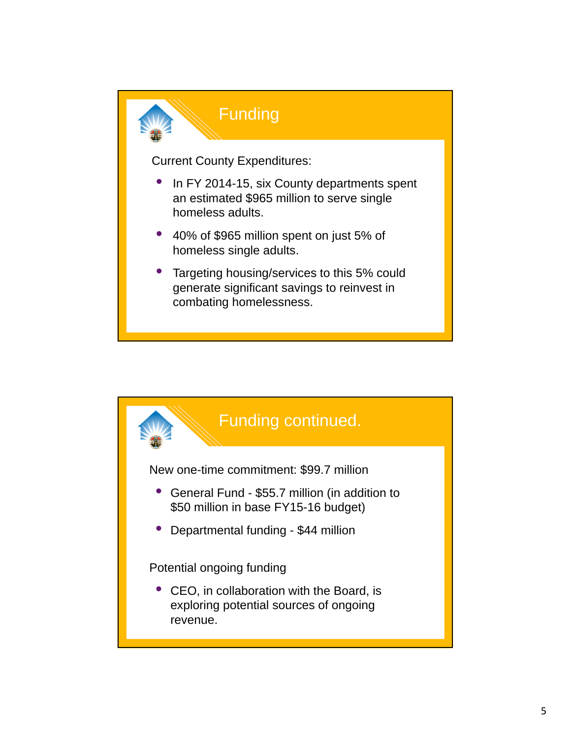## Funding

Current County Expenditures:

- In FY 2014-15, six County departments spent an estimated $965 million to serve single homeless adults.
- 40% of $965 million spent on just 5% of homeless single adults.
- Targeting housing/services to this 5% could generate significant savings to reinvest in combating homelessness.

## Funding continued.

New one-time commitment: $99.7 million

- General Fund - $55.7 million (in addition to $50 million in base FY15-16 budget)
- Departmental funding - $44 million

Potential ongoing funding

- CEO, in collaboration with the Board, is exploring potential sources of ongoing revenue.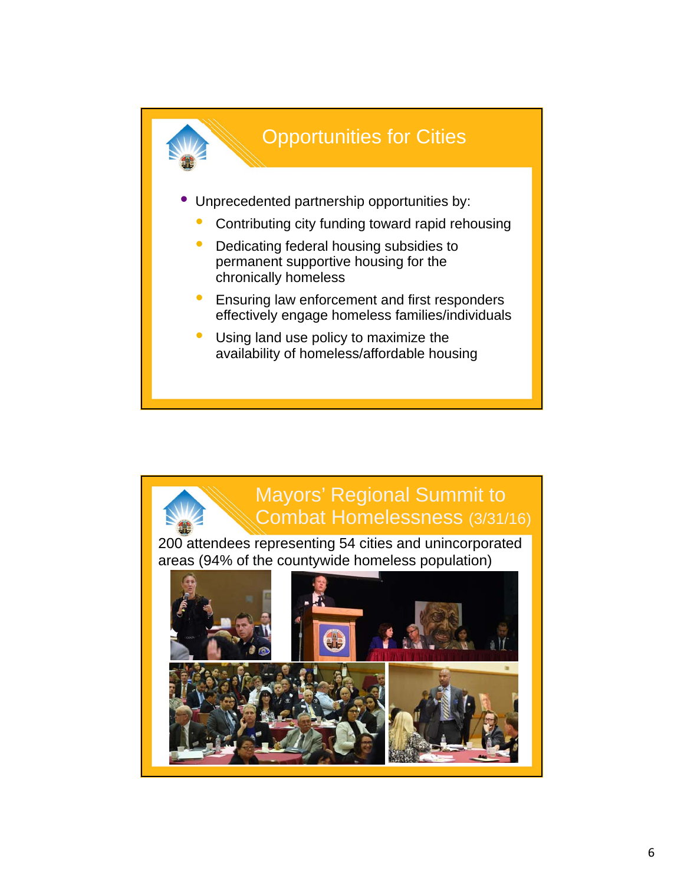## Opportunities for Cities

- Unprecedented partnership opportunities by:
  - Contributing city funding toward rapid rehousing
  - Dedicating federal housing subsidies to permanent supportive housing for the chronically homeless
  - Ensuring law enforcement and first responders effectively engage homeless families/individuals
  - Using land use policy to maximize the availability of homeless/affordable housing

## Mayors' Regional Summit to Combat Homelessness (3/31/16)

200 attendees representing 54 cities and unincorporated areas (94% of the countywide homeless population)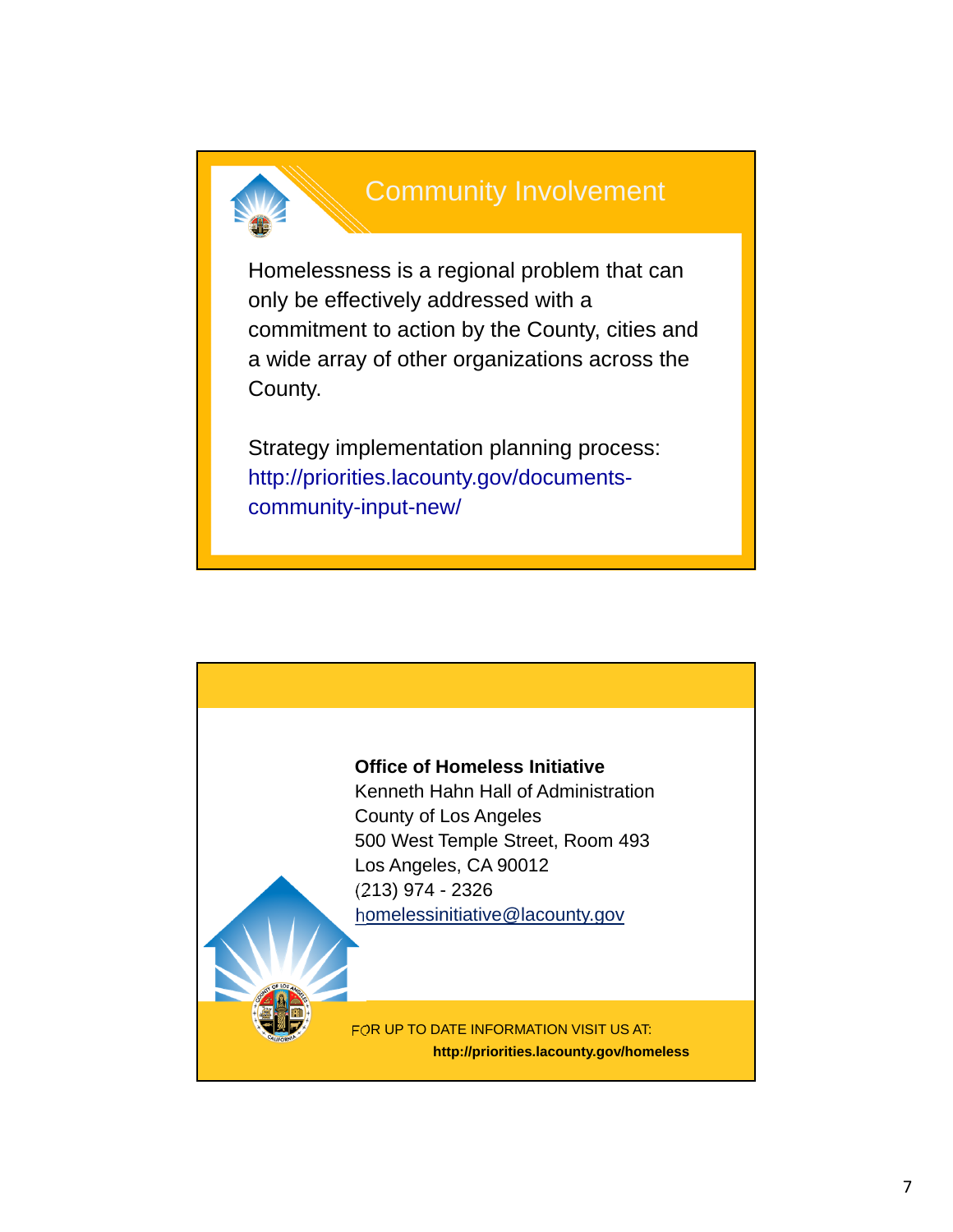## Community Involvement

Homelessness is a regional problem that can only be effectively addressed with a commitment to action by the County, cities and a wide array of other organizations across the County.

Strategy implementation planning process: http://priorities.lacounty.gov/documents-community-input-new/

**Office of Homeless Initiative**
Kenneth Hahn Hall of Administration
County of Los Angeles
500 West Temple Street, Room 493
Los Angeles, CA 90012
(213) 974 - 2326
homelessinitiative@lacounty.gov

FOR UP TO DATE INFORMATION VISIT US AT:
**http://priorities.lacounty.gov/homeless**